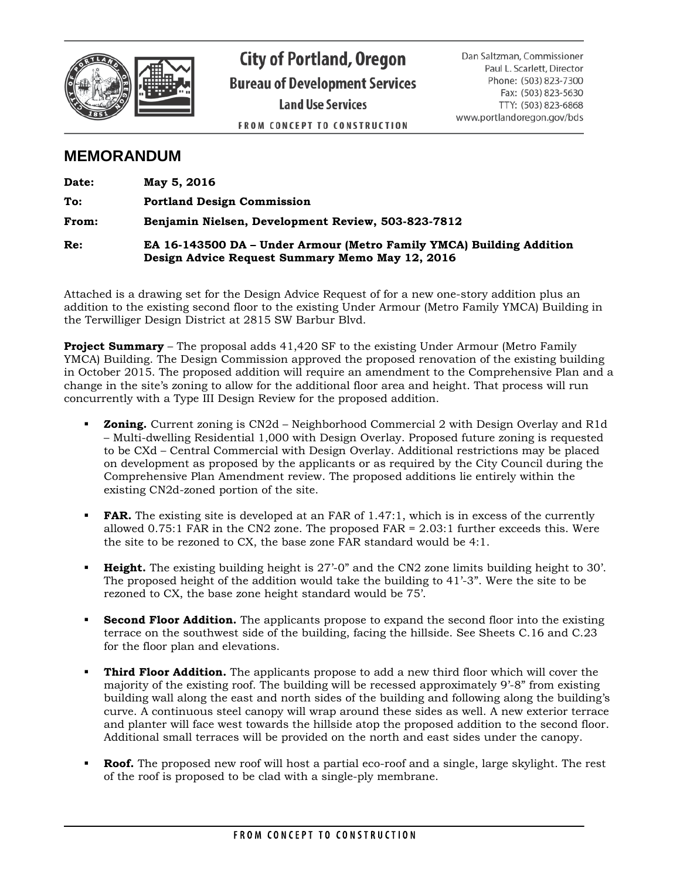City of Portland, Oregon
Bureau of Development Services
Land Use Services
FROM CONCEPT TO CONSTRUCTION

Dan Saltzman, Commissioner
Paul L. Scarlett, Director
Phone: (503) 823-7300
Fax: (503) 823-5630
TTY: (503) 823-6868
www.portlandoregon.gov/bds

# MEMORANDUM

**Date:** **May 5, 2016**

**To:** **Portland Design Commission**

**From:** **Benjamin Nielsen, Development Review, 503-823-7812**

**Re:** **EA 16-143500 DA – Under Armour (Metro Family YMCA) Building Addition Design Advice Request Summary Memo May 12, 2016**

Attached is a drawing set for the Design Advice Request of for a new one-story addition plus an addition to the existing second floor to the existing Under Armour (Metro Family YMCA) Building in the Terwilliger Design District at 2815 SW Barbur Blvd.

**Project Summary** – The proposal adds 41,420 SF to the existing Under Armour (Metro Family YMCA) Building. The Design Commission approved the proposed renovation of the existing building in October 2015. The proposed addition will require an amendment to the Comprehensive Plan and a change in the site's zoning to allow for the additional floor area and height. That process will run concurrently with a Type III Design Review for the proposed addition.

- **Zoning.** Current zoning is CN2d – Neighborhood Commercial 2 with Design Overlay and R1d – Multi-dwelling Residential 1,000 with Design Overlay. Proposed future zoning is requested to be CXd – Central Commercial with Design Overlay. Additional restrictions may be placed on development as proposed by the applicants or as required by the City Council during the Comprehensive Plan Amendment review. The proposed additions lie entirely within the existing CN2d-zoned portion of the site.

- **FAR.** The existing site is developed at an FAR of 1.47:1, which is in excess of the currently allowed 0.75:1 FAR in the CN2 zone. The proposed FAR = 2.03:1 further exceeds this. Were the site to be rezoned to CX, the base zone FAR standard would be 4:1.

- **Height.** The existing building height is 27'-0" and the CN2 zone limits building height to 30'. The proposed height of the addition would take the building to 41'-3". Were the site to be rezoned to CX, the base zone height standard would be 75'.

- **Second Floor Addition.** The applicants propose to expand the second floor into the existing terrace on the southwest side of the building, facing the hillside. See Sheets C.16 and C.23 for the floor plan and elevations.

- **Third Floor Addition.** The applicants propose to add a new third floor which will cover the majority of the existing roof. The building will be recessed approximately 9'-8" from existing building wall along the east and north sides of the building and following along the building's curve. A continuous steel canopy will wrap around these sides as well. A new exterior terrace and planter will face west towards the hillside atop the proposed addition to the second floor. Additional small terraces will be provided on the north and east sides under the canopy.

- **Roof.** The proposed new roof will host a partial eco-roof and a single, large skylight. The rest of the roof is proposed to be clad with a single-ply membrane.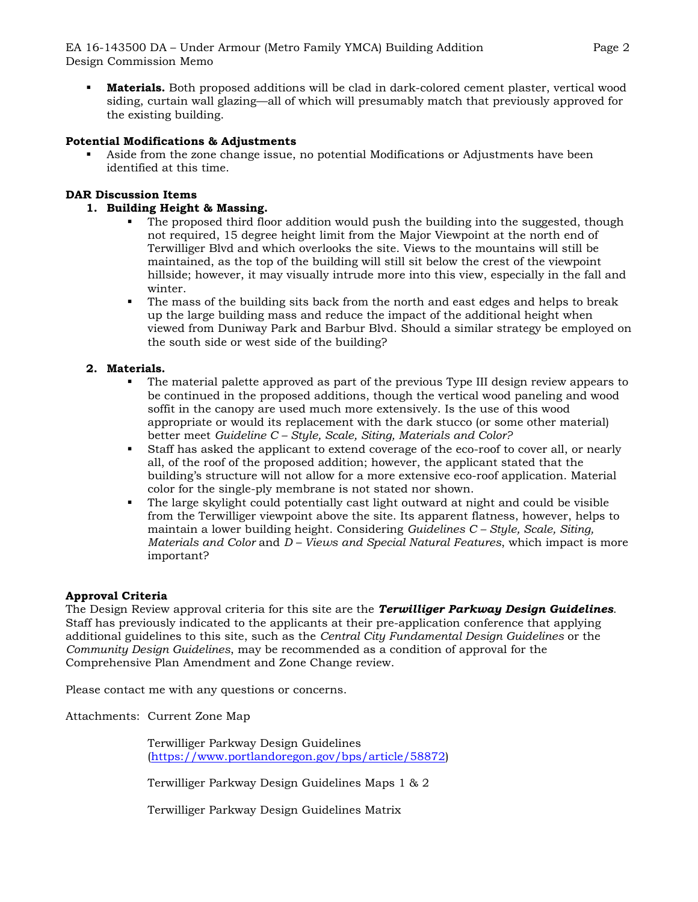- **Materials.** Both proposed additions will be clad in dark-colored cement plaster, vertical wood siding, curtain wall glazing—all of which will presumably match that previously approved for the existing building.

**Potential Modifications & Adjustments**

- Aside from the zone change issue, no potential Modifications or Adjustments have been identified at this time.

**DAR Discussion Items**

1. **Building Height & Massing.**
   - The proposed third floor addition would push the building into the suggested, though not required, 15 degree height limit from the Major Viewpoint at the north end of Terwilliger Blvd and which overlooks the site. Views to the mountains will still be maintained, as the top of the building will still sit below the crest of the viewpoint hillside; however, it may visually intrude more into this view, especially in the fall and winter.
   - The mass of the building sits back from the north and east edges and helps to break up the large building mass and reduce the impact of the additional height when viewed from Duniway Park and Barbur Blvd. Should a similar strategy be employed on the south side or west side of the building?

2. **Materials.**
   - The material palette approved as part of the previous Type III design review appears to be continued in the proposed additions, though the vertical wood paneling and wood soffit in the canopy are used much more extensively. Is the use of this wood appropriate or would its replacement with the dark stucco (or some other material) better meet *Guideline C – Style, Scale, Siting, Materials and Color?*
   - Staff has asked the applicant to extend coverage of the eco-roof to cover all, or nearly all, of the roof of the proposed addition; however, the applicant stated that the building's structure will not allow for a more extensive eco-roof application. Material color for the single-ply membrane is not stated nor shown.
   - The large skylight could potentially cast light outward at night and could be visible from the Terwilliger viewpoint above the site. Its apparent flatness, however, helps to maintain a lower building height. Considering *Guidelines C – Style, Scale, Siting, Materials and Color* and *D – Views and Special Natural Features*, which impact is more important?

**Approval Criteria**

The Design Review approval criteria for this site are the ***Terwilliger Parkway Design Guidelines***. Staff has previously indicated to the applicants at their pre-application conference that applying additional guidelines to this site, such as the *Central City Fundamental Design Guidelines* or the *Community Design Guidelines*, may be recommended as a condition of approval for the Comprehensive Plan Amendment and Zone Change review.

Please contact me with any questions or concerns.

Attachments: Current Zone Map

Terwilliger Parkway Design Guidelines (https://www.portlandoregon.gov/bps/article/58872)

Terwilliger Parkway Design Guidelines Maps 1 & 2

Terwilliger Parkway Design Guidelines Matrix